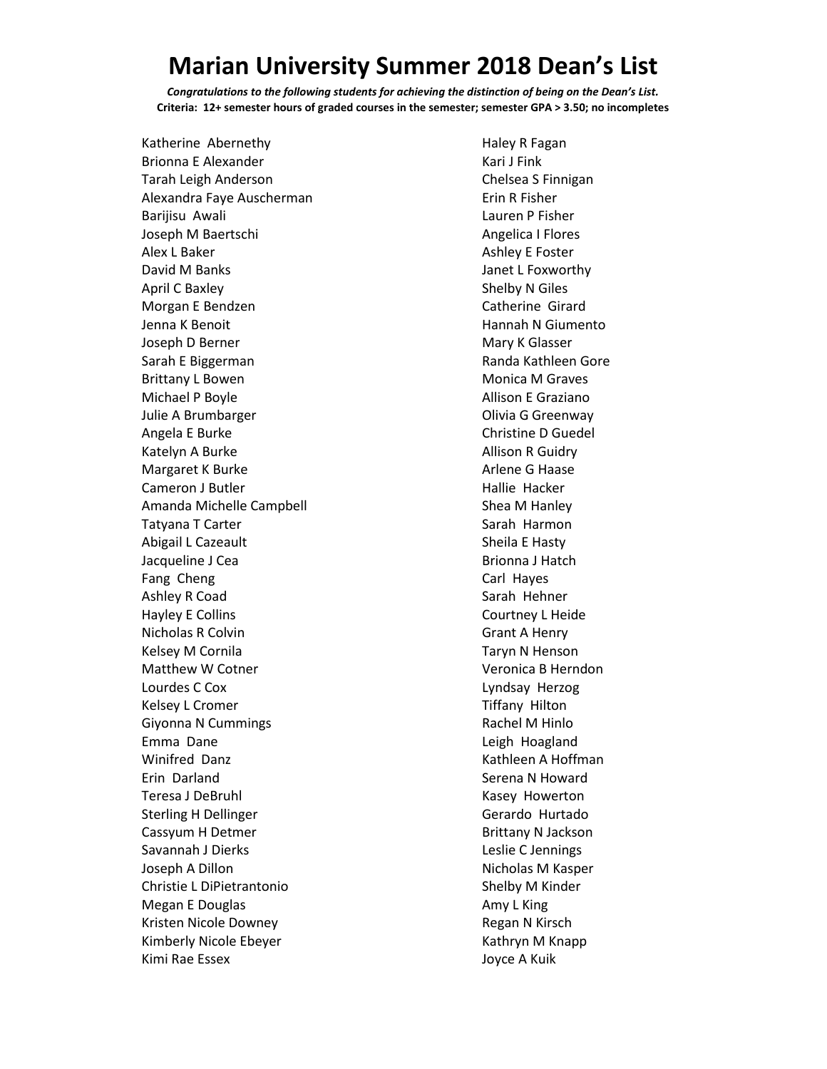# Marian University Summer 2018 Dean's List

***Congratulations to the following students for achieving the distinction of being on the Dean's List.***

**Criteria: 12+ semester hours of graded courses in the semester; semester GPA > 3.50; no incompletes**

Katherine Abernethy
Brionna E Alexander
Tarah Leigh Anderson
Alexandra Faye Auscherman
Barijisu Awali
Joseph M Baertschi
Alex L Baker
David M Banks
April C Baxley
Morgan E Bendzen
Jenna K Benoit
Joseph D Berner
Sarah E Biggerman
Brittany L Bowen
Michael P Boyle
Julie A Brumbarger
Angela E Burke
Katelyn A Burke
Margaret K Burke
Cameron J Butler
Amanda Michelle Campbell
Tatyana T Carter
Abigail L Cazeault
Jacqueline J Cea
Fang Cheng
Ashley R Coad
Hayley E Collins
Nicholas R Colvin
Kelsey M Cornila
Matthew W Cotner
Lourdes C Cox
Kelsey L Cromer
Giyonna N Cummings
Emma Dane
Winifred Danz
Erin Darland
Teresa J DeBruhl
Sterling H Dellinger
Cassyum H Detmer
Savannah J Dierks
Joseph A Dillon
Christie L DiPietrantonio
Megan E Douglas
Kristen Nicole Downey
Kimberly Nicole Ebeyer
Kimi Rae Essex
Haley R Fagan
Kari J Fink
Chelsea S Finnigan
Erin R Fisher
Lauren P Fisher
Angelica I Flores
Ashley E Foster
Janet L Foxworthy
Shelby N Giles
Catherine Girard
Hannah N Giumento
Mary K Glasser
Randa Kathleen Gore
Monica M Graves
Allison E Graziano
Olivia G Greenway
Christine D Guedel
Allison R Guidry
Arlene G Haase
Hallie Hacker
Shea M Hanley
Sarah Harmon
Sheila E Hasty
Brionna J Hatch
Carl Hayes
Sarah Hehner
Courtney L Heide
Grant A Henry
Taryn N Henson
Veronica B Herndon
Lyndsay Herzog
Tiffany Hilton
Rachel M Hinlo
Leigh Hoagland
Kathleen A Hoffman
Serena N Howard
Kasey Howerton
Gerardo Hurtado
Brittany N Jackson
Leslie C Jennings
Nicholas M Kasper
Shelby M Kinder
Amy L King
Regan N Kirsch
Kathryn M Knapp
Joyce A Kuik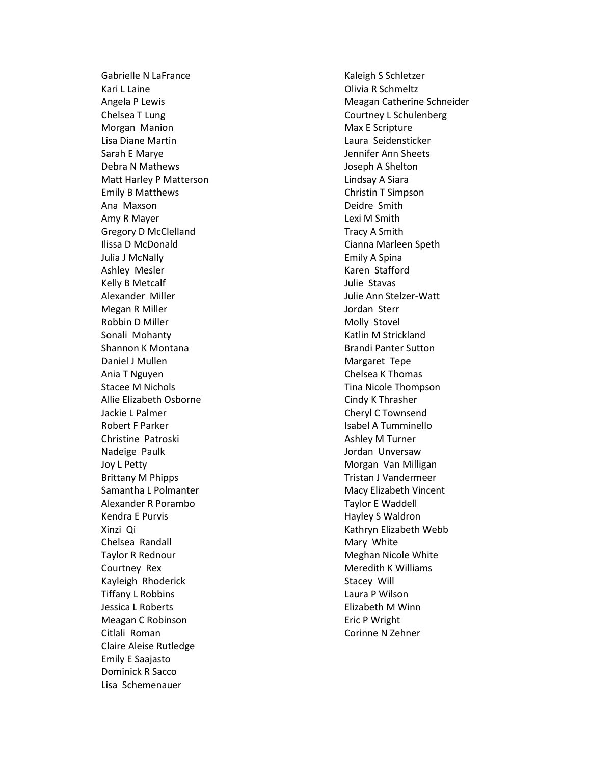Gabrielle N LaFrance
Kari L Laine
Angela P Lewis
Chelsea T Lung
Morgan Manion
Lisa Diane Martin
Sarah E Marye
Debra N Mathews
Matt Harley P Matterson
Emily B Matthews
Ana Maxson
Amy R Mayer
Gregory D McClelland
Ilissa D McDonald
Julia J McNally
Ashley Mesler
Kelly B Metcalf
Alexander Miller
Megan R Miller
Robbin D Miller
Sonali Mohanty
Shannon K Montana
Daniel J Mullen
Ania T Nguyen
Stacee M Nichols
Allie Elizabeth Osborne
Jackie L Palmer
Robert F Parker
Christine Patroski
Nadeige Paulk
Joy L Petty
Brittany M Phipps
Samantha L Polmanter
Alexander R Porambo
Kendra E Purvis
Xinzi Qi
Chelsea Randall
Taylor R Rednour
Courtney Rex
Kayleigh Rhoderick
Tiffany L Robbins
Jessica L Roberts
Meagan C Robinson
Citlali Roman
Claire Aleise Rutledge
Emily E Saajasto
Dominick R Sacco
Lisa Schemenauer
Kaleigh S Schletzer
Olivia R Schmeltz
Meagan Catherine Schneider
Courtney L Schulenberg
Max E Scripture
Laura Seidensticker
Jennifer Ann Sheets
Joseph A Shelton
Lindsay A Siara
Christin T Simpson
Deidre Smith
Lexi M Smith
Tracy A Smith
Cianna Marleen Speth
Emily A Spina
Karen Stafford
Julie Stavas
Julie Ann Stelzer-Watt
Jordan Sterr
Molly Stovel
Katlin M Strickland
Brandi Panter Sutton
Margaret Tepe
Chelsea K Thomas
Tina Nicole Thompson
Cindy K Thrasher
Cheryl C Townsend
Isabel A Tumminello
Ashley M Turner
Jordan Unversaw
Morgan Van Milligan
Tristan J Vandermeer
Macy Elizabeth Vincent
Taylor E Waddell
Hayley S Waldron
Kathryn Elizabeth Webb
Mary White
Meghan Nicole White
Meredith K Williams
Stacey Will
Laura P Wilson
Elizabeth M Winn
Eric P Wright
Corinne N Zehner